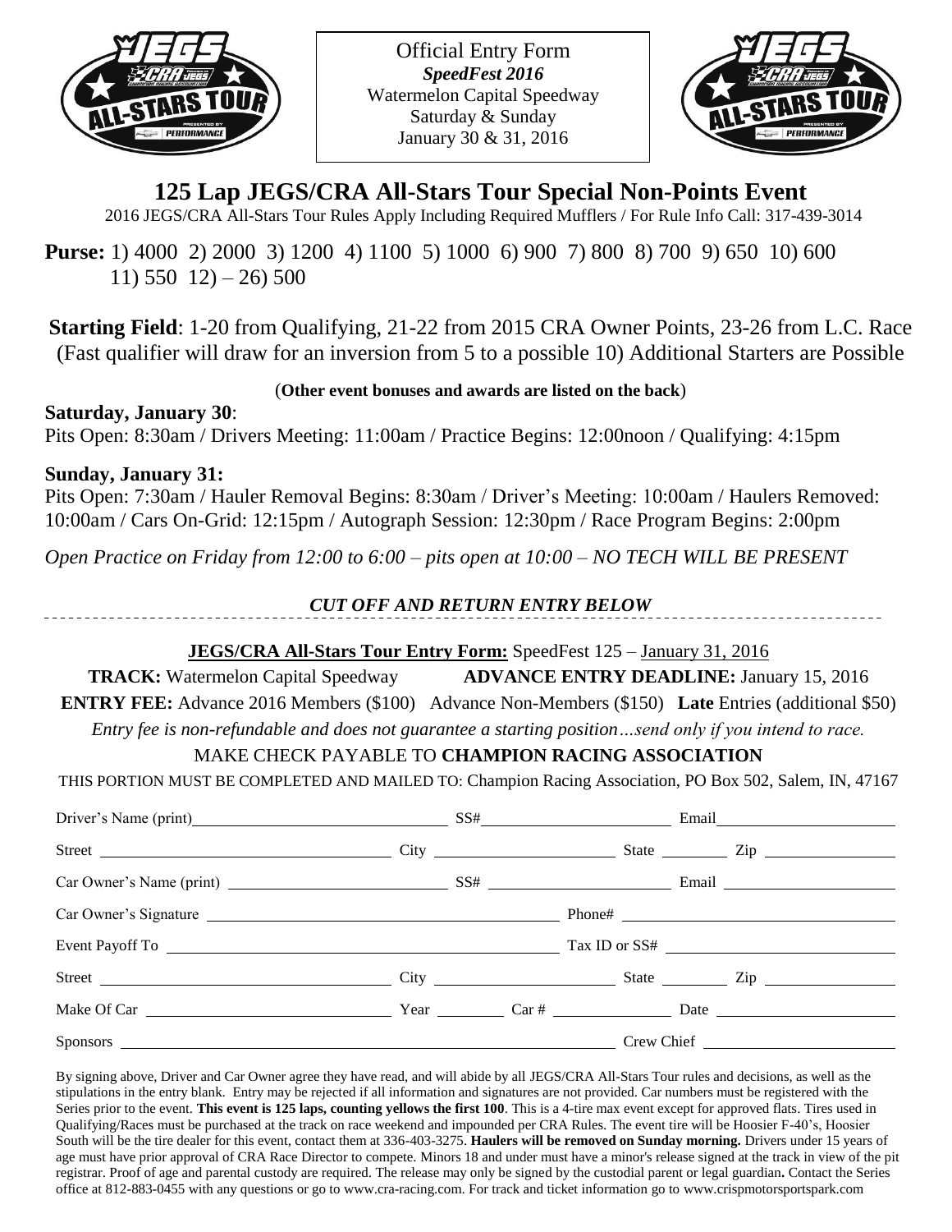Official Entry Form
*SpeedFest 2016*
Watermelon Capital Speedway
Saturday & Sunday
January 30 & 31, 2016

# 125 Lap JEGS/CRA All-Stars Tour Special Non-Points Event

2016 JEGS/CRA All-Stars Tour Rules Apply Including Required Mufflers / For Rule Info Call: 317-439-3014

**Purse:** 1) 4000 2) 2000 3) 1200 4) 1100 5) 1000 6) 900 7) 800 8) 700 9) 650 10) 600 11) 550 12) – 26) 500

**Starting Field**: 1-20 from Qualifying, 21-22 from 2015 CRA Owner Points, 23-26 from L.C. Race (Fast qualifier will draw for an inversion from 5 to a possible 10) Additional Starters are Possible

(**Other event bonuses and awards are listed on the back**)

**Saturday, January 30**:
Pits Open: 8:30am / Drivers Meeting: 11:00am / Practice Begins: 12:00noon / Qualifying: 4:15pm

**Sunday, January 31:**
Pits Open: 7:30am / Hauler Removal Begins: 8:30am / Driver's Meeting: 10:00am / Haulers Removed: 10:00am / Cars On-Grid: 12:15pm / Autograph Session: 12:30pm / Race Program Begins: 2:00pm

*Open Practice on Friday from 12:00 to 6:00 – pits open at 10:00 – NO TECH WILL BE PRESENT*

*CUT OFF AND RETURN ENTRY BELOW*

---

**JEGS/CRA All-Stars Tour Entry Form:** SpeedFest 125 – January 31, 2016

**TRACK:** Watermelon Capital Speedway **ADVANCE ENTRY DEADLINE:** January 15, 2016

**ENTRY FEE:** Advance 2016 Members ($100) Advance Non-Members ($150) **Late** Entries (additional $50)

*Entry fee is non-refundable and does not guarantee a starting position…send only if you intend to race.*

MAKE CHECK PAYABLE TO **CHAMPION RACING ASSOCIATION**

THIS PORTION MUST BE COMPLETED AND MAILED TO: Champion Racing Association, PO Box 502, Salem, IN, 47167

Driver's Name (print)\_\_\_\_\_\_\_\_\_\_ SS#\_\_\_\_\_\_\_\_\_\_ Email\_\_\_\_\_\_\_\_\_\_

Street \_\_\_\_\_\_\_\_\_\_ City \_\_\_\_\_\_\_\_\_\_ State \_\_\_\_\_ Zip \_\_\_\_\_\_\_\_\_\_

Car Owner's Name (print) \_\_\_\_\_\_\_\_\_\_ SS# \_\_\_\_\_\_\_\_\_\_ Email \_\_\_\_\_\_\_\_\_\_

Car Owner's Signature \_\_\_\_\_\_\_\_\_\_ Phone# \_\_\_\_\_\_\_\_\_\_

Event Payoff To \_\_\_\_\_\_\_\_\_\_ Tax ID or SS# \_\_\_\_\_\_\_\_\_\_

Street \_\_\_\_\_\_\_\_\_\_ City \_\_\_\_\_\_\_\_\_\_ State \_\_\_\_\_ Zip \_\_\_\_\_\_\_\_\_\_

Make Of Car \_\_\_\_\_\_\_\_\_\_ Year \_\_\_\_\_ Car # \_\_\_\_\_\_\_\_\_\_ Date \_\_\_\_\_\_\_\_\_\_

Sponsors \_\_\_\_\_\_\_\_\_\_ Crew Chief \_\_\_\_\_\_\_\_\_\_

By signing above, Driver and Car Owner agree they have read, and will abide by all JEGS/CRA All-Stars Tour rules and decisions, as well as the stipulations in the entry blank. Entry may be rejected if all information and signatures are not provided. Car numbers must be registered with the Series prior to the event. **This event is 125 laps, counting yellows the first 100**. This is a 4-tire max event except for approved flats. Tires used in Qualifying/Races must be purchased at the track on race weekend and impounded per CRA Rules. The event tire will be Hoosier F-40's, Hoosier South will be the tire dealer for this event, contact them at 336-403-3275. **Haulers will be removed on Sunday morning.** Drivers under 15 years of age must have prior approval of CRA Race Director to compete. Minors 18 and under must have a minor's release signed at the track in view of the pit registrar. Proof of age and parental custody are required. The release may only be signed by the custodial parent or legal guardian**.** Contact the Series office at 812-883-0455 with any questions or go to www.cra-racing.com. For track and ticket information go to www.crispmotorsportspark.com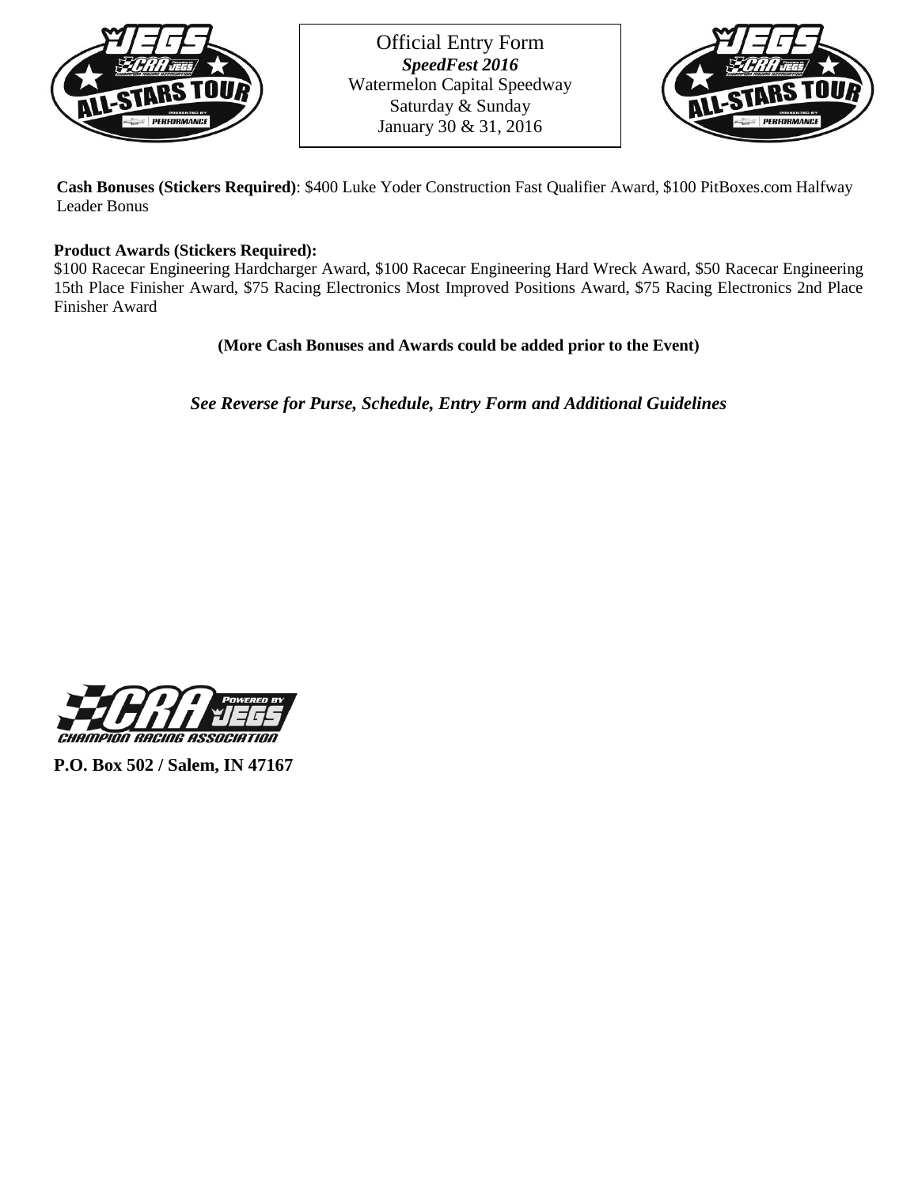Official Entry Form
***SpeedFest 2016***
Watermelon Capital Speedway
Saturday & Sunday
January 30 & 31, 2016

**Cash Bonuses (Stickers Required)**: $400 Luke Yoder Construction Fast Qualifier Award, $100 PitBoxes.com Halfway Leader Bonus

**Product Awards (Stickers Required):**
$100 Racecar Engineering Hardcharger Award, $100 Racecar Engineering Hard Wreck Award, $50 Racecar Engineering 15th Place Finisher Award, $75 Racing Electronics Most Improved Positions Award, $75 Racing Electronics 2nd Place Finisher Award

**(More Cash Bonuses and Awards could be added prior to the Event)**

***See Reverse for Purse, Schedule, Entry Form and Additional Guidelines***

**P.O. Box 502 / Salem, IN 47167**